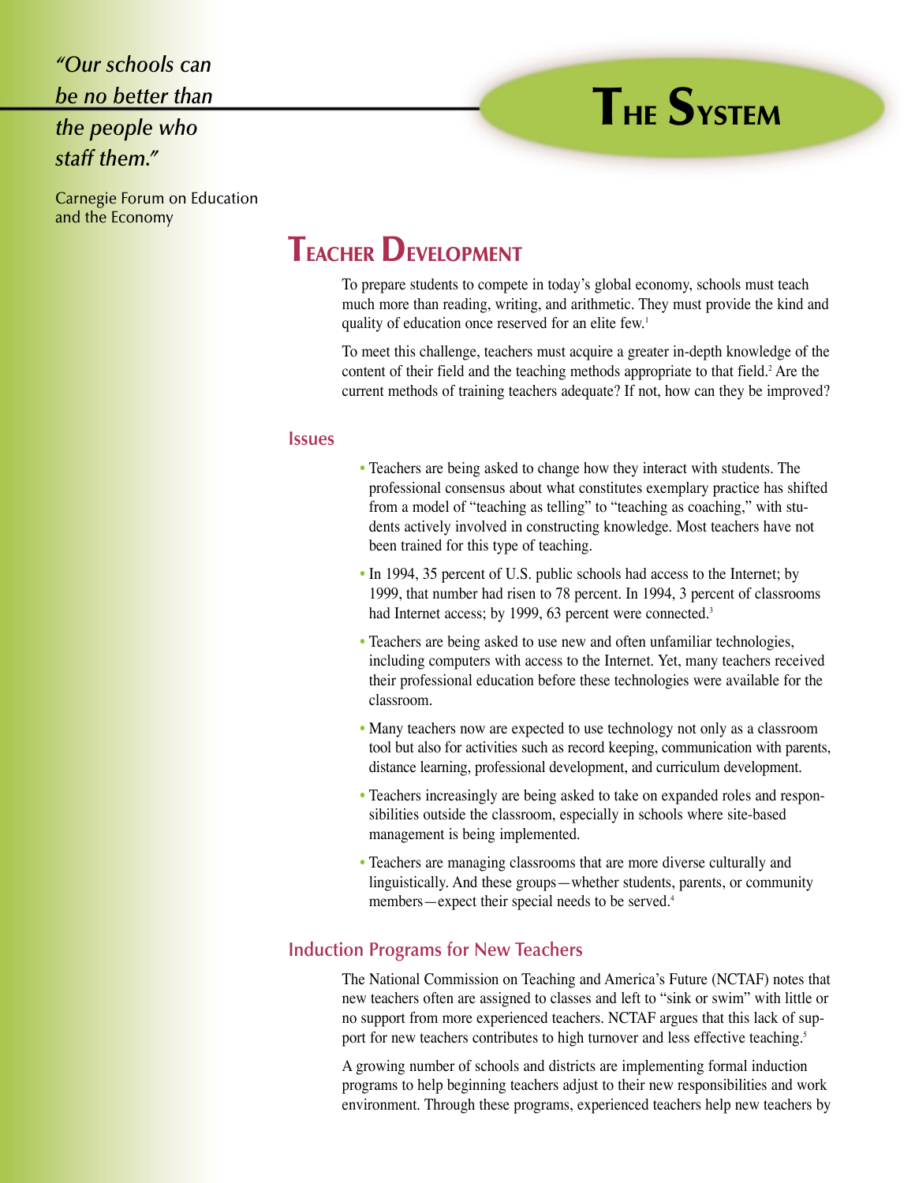*"Our schools can be no better than the people who staff them."*

Carnegie Forum on Education and the Economy

# The System

## Teacher Development

To prepare students to compete in today's global economy, schools must teach much more than reading, writing, and arithmetic. They must provide the kind and quality of education once reserved for an elite few.[1]

To meet this challenge, teachers must acquire a greater in-depth knowledge of the content of their field and the teaching methods appropriate to that field.[2] Are the current methods of training teachers adequate? If not, how can they be improved?

### Issues

- Teachers are being asked to change how they interact with students. The professional consensus about what constitutes exemplary practice has shifted from a model of "teaching as telling" to "teaching as coaching," with students actively involved in constructing knowledge. Most teachers have not been trained for this type of teaching.
- In 1994, 35 percent of U.S. public schools had access to the Internet; by 1999, that number had risen to 78 percent. In 1994, 3 percent of classrooms had Internet access; by 1999, 63 percent were connected.[3]
- Teachers are being asked to use new and often unfamiliar technologies, including computers with access to the Internet. Yet, many teachers received their professional education before these technologies were available for the classroom.
- Many teachers now are expected to use technology not only as a classroom tool but also for activities such as record keeping, communication with parents, distance learning, professional development, and curriculum development.
- Teachers increasingly are being asked to take on expanded roles and responsibilities outside the classroom, especially in schools where site-based management is being implemented.
- Teachers are managing classrooms that are more diverse culturally and linguistically. And these groups—whether students, parents, or community members—expect their special needs to be served.[4]

### Induction Programs for New Teachers

The National Commission on Teaching and America's Future (NCTAF) notes that new teachers often are assigned to classes and left to "sink or swim" with little or no support from more experienced teachers. NCTAF argues that this lack of support for new teachers contributes to high turnover and less effective teaching.[5]

A growing number of schools and districts are implementing formal induction programs to help beginning teachers adjust to their new responsibilities and work environment. Through these programs, experienced teachers help new teachers by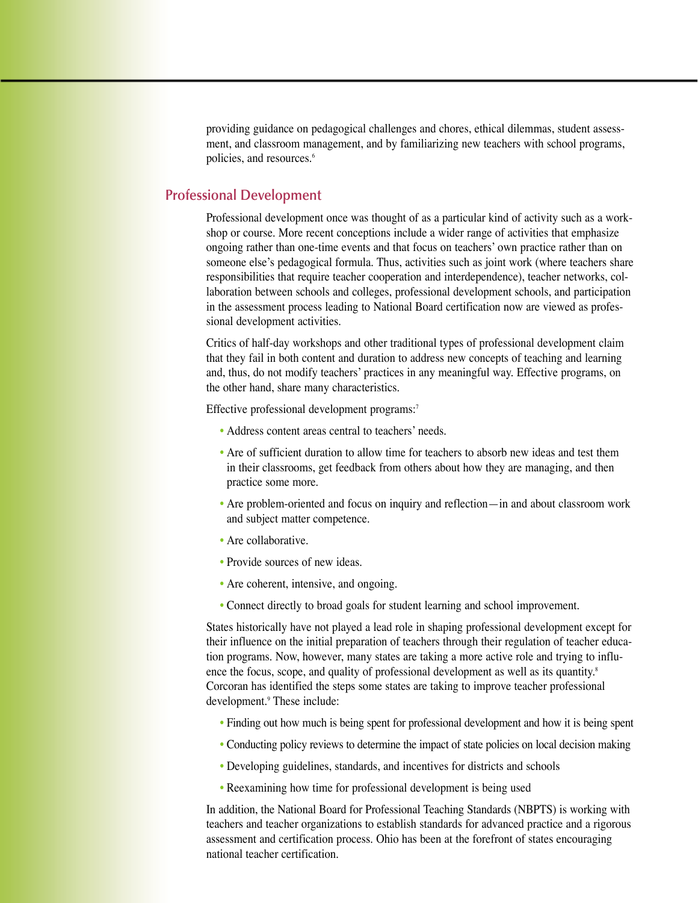providing guidance on pedagogical challenges and chores, ethical dilemmas, student assessment, and classroom management, and by familiarizing new teachers with school programs, policies, and resources.[6]

## Professional Development

Professional development once was thought of as a particular kind of activity such as a workshop or course. More recent conceptions include a wider range of activities that emphasize ongoing rather than one-time events and that focus on teachers' own practice rather than on someone else's pedagogical formula. Thus, activities such as joint work (where teachers share responsibilities that require teacher cooperation and interdependence), teacher networks, collaboration between schools and colleges, professional development schools, and participation in the assessment process leading to National Board certification now are viewed as professional development activities.

Critics of half-day workshops and other traditional types of professional development claim that they fail in both content and duration to address new concepts of teaching and learning and, thus, do not modify teachers' practices in any meaningful way. Effective programs, on the other hand, share many characteristics.

Effective professional development programs:[7]

- Address content areas central to teachers' needs.
- Are of sufficient duration to allow time for teachers to absorb new ideas and test them in their classrooms, get feedback from others about how they are managing, and then practice some more.
- Are problem-oriented and focus on inquiry and reflection—in and about classroom work and subject matter competence.
- Are collaborative.
- Provide sources of new ideas.
- Are coherent, intensive, and ongoing.
- Connect directly to broad goals for student learning and school improvement.

States historically have not played a lead role in shaping professional development except for their influence on the initial preparation of teachers through their regulation of teacher education programs. Now, however, many states are taking a more active role and trying to influence the focus, scope, and quality of professional development as well as its quantity.[8] Corcoran has identified the steps some states are taking to improve teacher professional development.[9] These include:

- Finding out how much is being spent for professional development and how it is being spent
- Conducting policy reviews to determine the impact of state policies on local decision making
- Developing guidelines, standards, and incentives for districts and schools
- Reexamining how time for professional development is being used

In addition, the National Board for Professional Teaching Standards (NBPTS) is working with teachers and teacher organizations to establish standards for advanced practice and a rigorous assessment and certification process. Ohio has been at the forefront of states encouraging national teacher certification.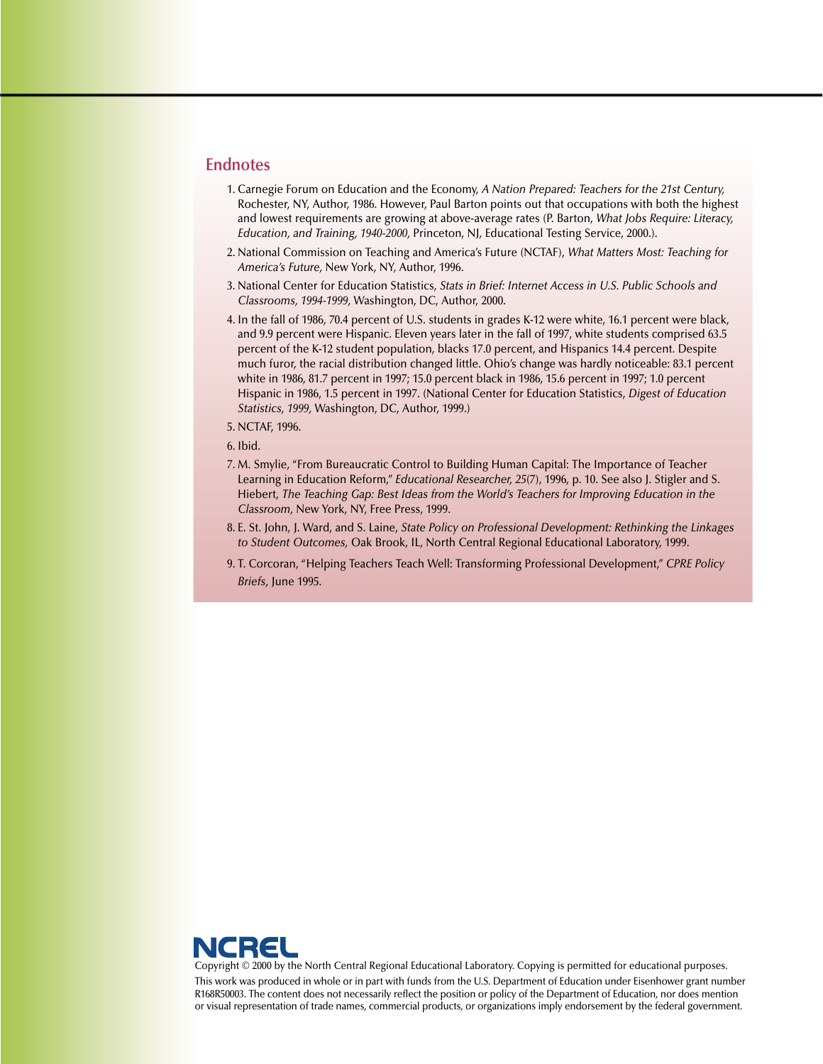## Endnotes

1. Carnegie Forum on Education and the Economy, *A Nation Prepared: Teachers for the 21st Century,* Rochester, NY, Author, 1986. However, Paul Barton points out that occupations with both the highest and lowest requirements are growing at above-average rates (P. Barton, *What Jobs Require: Literacy, Education, and Training, 1940-2000,* Princeton, NJ, Educational Testing Service, 2000.).
2. National Commission on Teaching and America's Future (NCTAF), *What Matters Most: Teaching for America's Future,* New York, NY, Author, 1996.
3. National Center for Education Statistics, *Stats in Brief: Internet Access in U.S. Public Schools and Classrooms, 1994-1999,* Washington, DC, Author, 2000.
4. In the fall of 1986, 70.4 percent of U.S. students in grades K-12 were white, 16.1 percent were black, and 9.9 percent were Hispanic. Eleven years later in the fall of 1997, white students comprised 63.5 percent of the K-12 student population, blacks 17.0 percent, and Hispanics 14.4 percent. Despite much furor, the racial distribution changed little. Ohio's change was hardly noticeable: 83.1 percent white in 1986, 81.7 percent in 1997; 15.0 percent black in 1986, 15.6 percent in 1997; 1.0 percent Hispanic in 1986, 1.5 percent in 1997. (National Center for Education Statistics, *Digest of Education Statistics, 1999,* Washington, DC, Author, 1999.)
5. NCTAF, 1996.
6. Ibid.
7. M. Smylie, "From Bureaucratic Control to Building Human Capital: The Importance of Teacher Learning in Education Reform," *Educational Researcher, 25*(7), 1996, p. 10. See also J. Stigler and S. Hiebert, *The Teaching Gap: Best Ideas from the World's Teachers for Improving Education in the Classroom,* New York, NY, Free Press, 1999.
8. E. St. John, J. Ward, and S. Laine, *State Policy on Professional Development: Rethinking the Linkages to Student Outcomes,* Oak Brook, IL, North Central Regional Educational Laboratory, 1999.
9. T. Corcoran, "Helping Teachers Teach Well: Transforming Professional Development," *CPRE Policy Briefs,* June 1995.

NCREL

Copyright © 2000 by the North Central Regional Educational Laboratory. Copying is permitted for educational purposes.

This work was produced in whole or in part with funds from the U.S. Department of Education under Eisenhower grant number R168R50003. The content does not necessarily reflect the position or policy of the Department of Education, nor does mention or visual representation of trade names, commercial products, or organizations imply endorsement by the federal government.